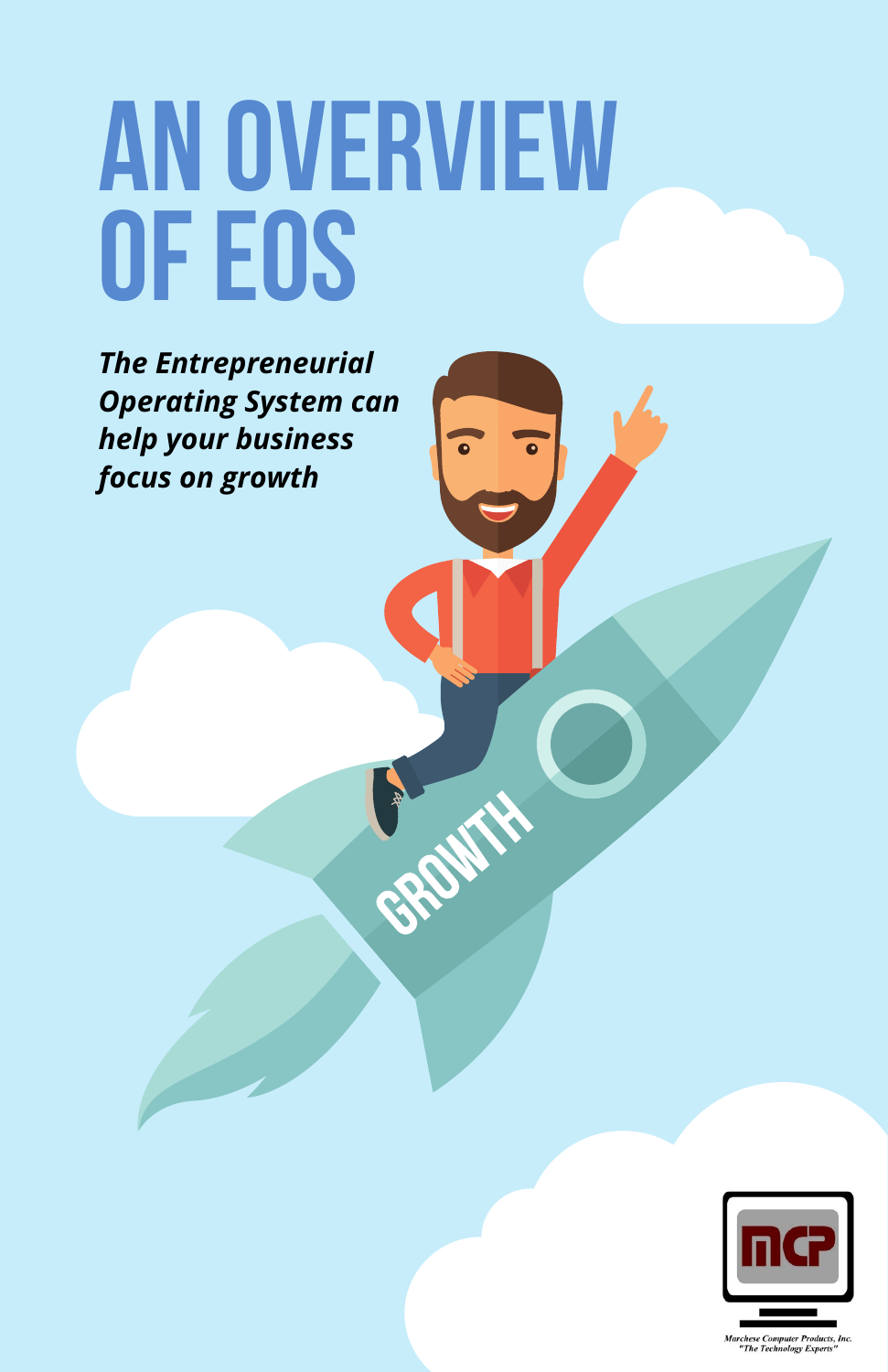# AN OVERVIEW OF EOS

***The Entrepreneurial Operating System can help your business focus on growth***

GROWTH

MCP

Marchese Computer Products, Inc.
"The Technology Experts"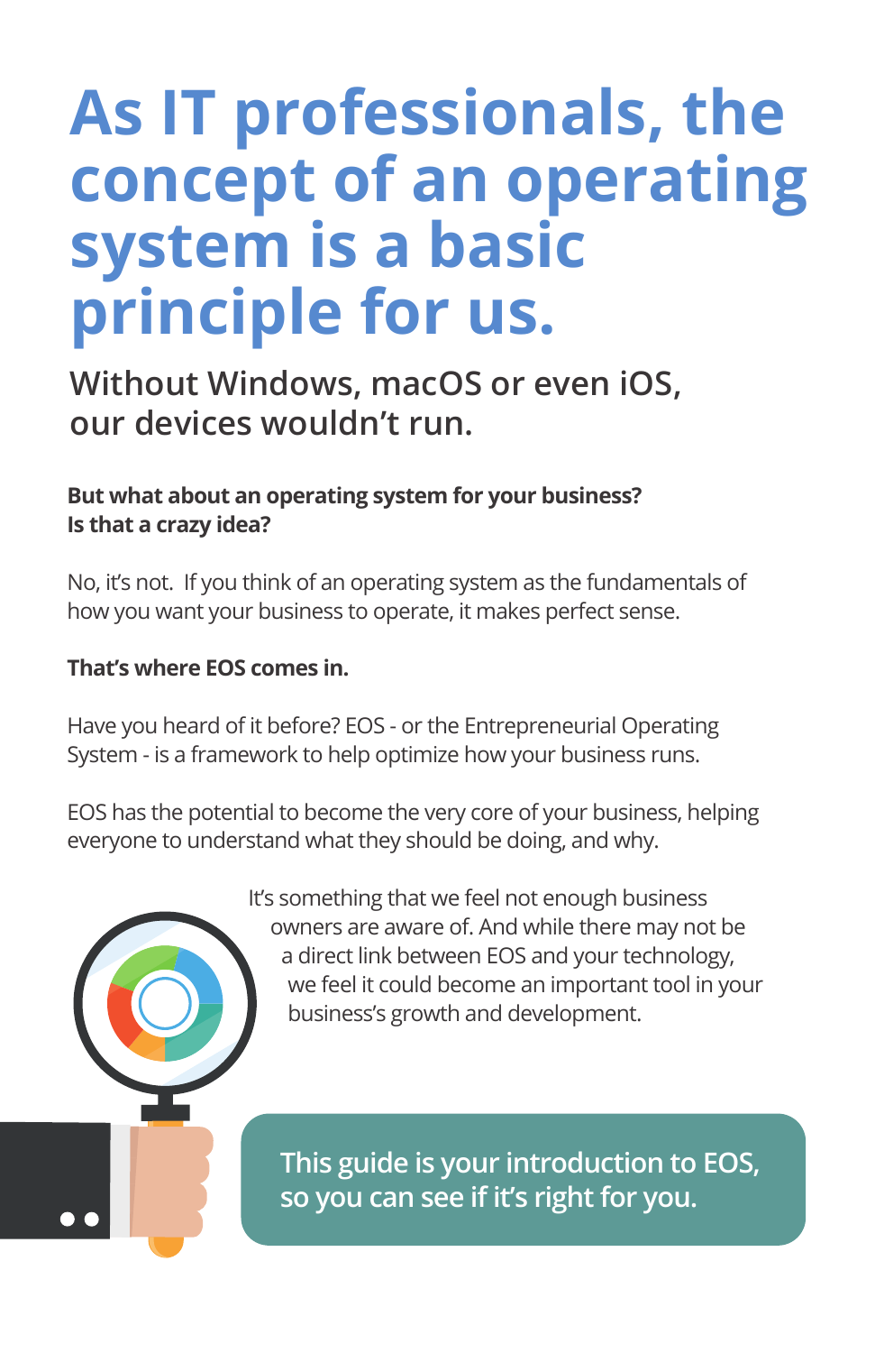# As IT professionals, the concept of an operating system is a basic principle for us.

## Without Windows, macOS or even iOS, our devices wouldn't run.

**But what about an operating system for your business? Is that a crazy idea?**

No, it's not.  If you think of an operating system as the fundamentals of how you want your business to operate, it makes perfect sense.

**That's where EOS comes in.**

Have you heard of it before? EOS - or the Entrepreneurial Operating System - is a framework to help optimize how your business runs.

EOS has the potential to become the very core of your business, helping everyone to understand what they should be doing, and why.

It's something that we feel not enough business owners are aware of. And while there may not be a direct link between EOS and your technology, we feel it could become an important tool in your business's growth and development.

**This guide is your introduction to EOS, so you can see if it's right for you.**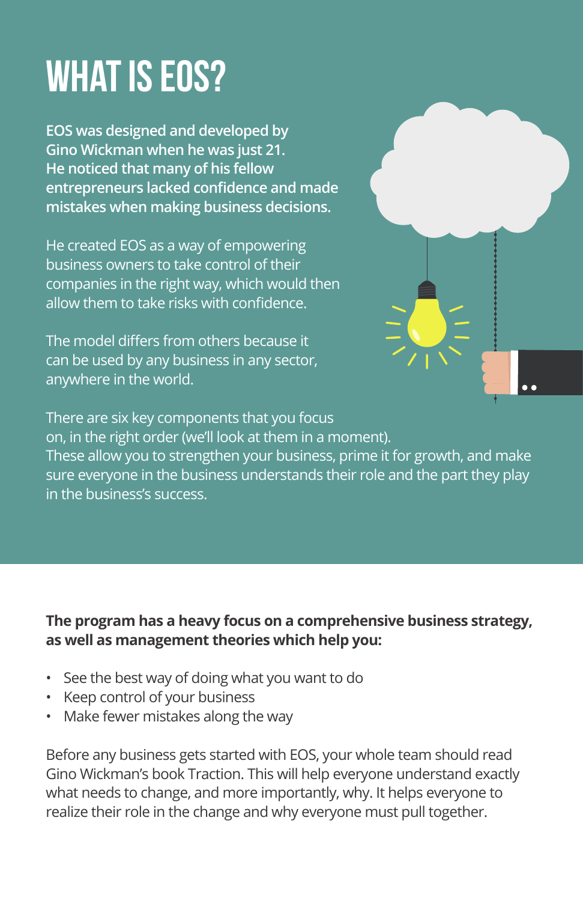# WHAT IS EOS?

**EOS was designed and developed by Gino Wickman when he was just 21. He noticed that many of his fellow entrepreneurs lacked confidence and made mistakes when making business decisions.**

He created EOS as a way of empowering business owners to take control of their companies in the right way, which would then allow them to take risks with confidence.

The model differs from others because it can be used by any business in any sector, anywhere in the world.

There are six key components that you focus on, in the right order (we'll look at them in a moment). These allow you to strengthen your business, prime it for growth, and make sure everyone in the business understands their role and the part they play in the business's success.

**The program has a heavy focus on a comprehensive business strategy, as well as management theories which help you:**

- See the best way of doing what you want to do
- Keep control of your business
- Make fewer mistakes along the way

Before any business gets started with EOS, your whole team should read Gino Wickman's book Traction. This will help everyone understand exactly what needs to change, and more importantly, why. It helps everyone to realize their role in the change and why everyone must pull together.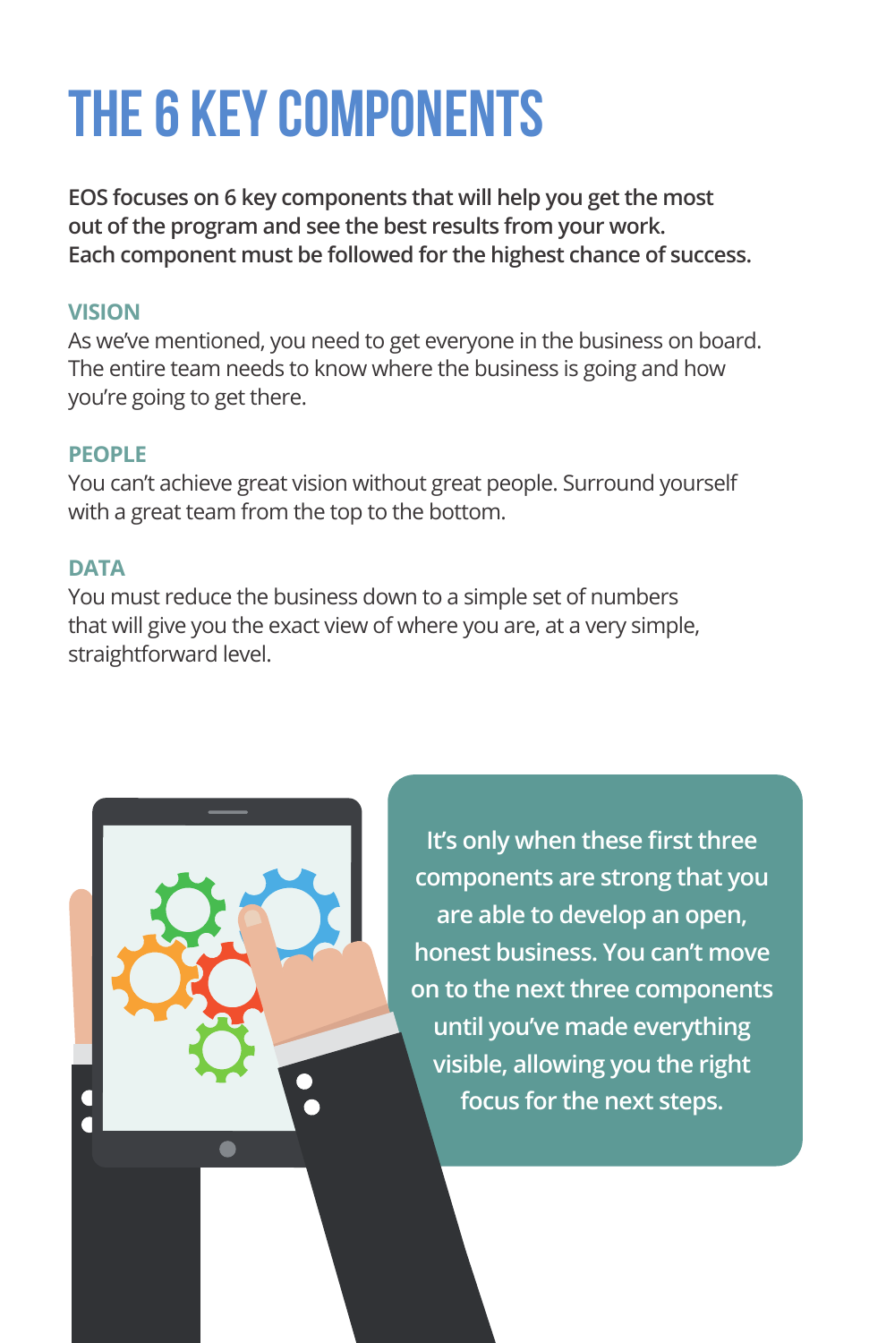# THE 6 KEY COMPONENTS

**EOS focuses on 6 key components that will help you get the most out of the program and see the best results from your work. Each component must be followed for the highest chance of success.**

### VISION

As we've mentioned, you need to get everyone in the business on board. The entire team needs to know where the business is going and how you're going to get there.

### PEOPLE

You can't achieve great vision without great people. Surround yourself with a great team from the top to the bottom.

### DATA

You must reduce the business down to a simple set of numbers that will give you the exact view of where you are, at a very simple, straightforward level.

It's only when these first three components are strong that you are able to develop an open, honest business. You can't move on to the next three components until you've made everything visible, allowing you the right focus for the next steps.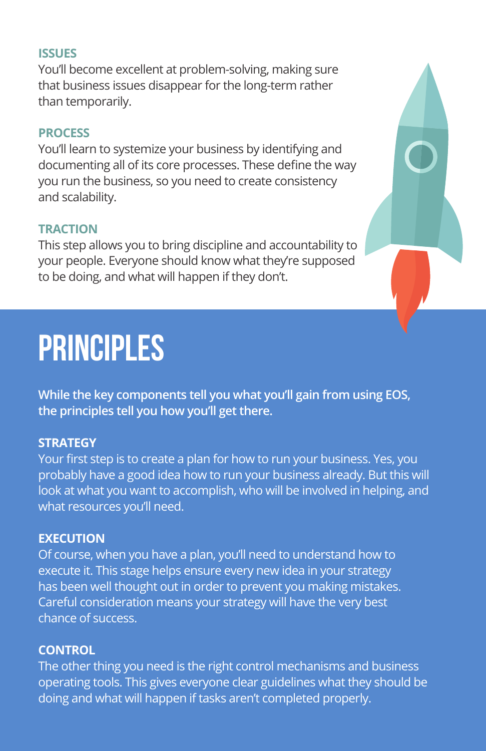### ISSUES

You'll become excellent at problem-solving, making sure that business issues disappear for the long-term rather than temporarily.

### PROCESS

You'll learn to systemize your business by identifying and documenting all of its core processes. These define the way you run the business, so you need to create consistency and scalability.

### TRACTION

This step allows you to bring discipline and accountability to your people. Everyone should know what they're supposed to be doing, and what will happen if they don't.

## PRINCIPLES

**While the key components tell you what you'll gain from using EOS, the principles tell you how you'll get there.**

### STRATEGY

Your first step is to create a plan for how to run your business. Yes, you probably have a good idea how to run your business already. But this will look at what you want to accomplish, who will be involved in helping, and what resources you'll need.

### EXECUTION

Of course, when you have a plan, you'll need to understand how to execute it. This stage helps ensure every new idea in your strategy has been well thought out in order to prevent you making mistakes. Careful consideration means your strategy will have the very best chance of success.

### CONTROL

The other thing you need is the right control mechanisms and business operating tools. This gives everyone clear guidelines what they should be doing and what will happen if tasks aren't completed properly.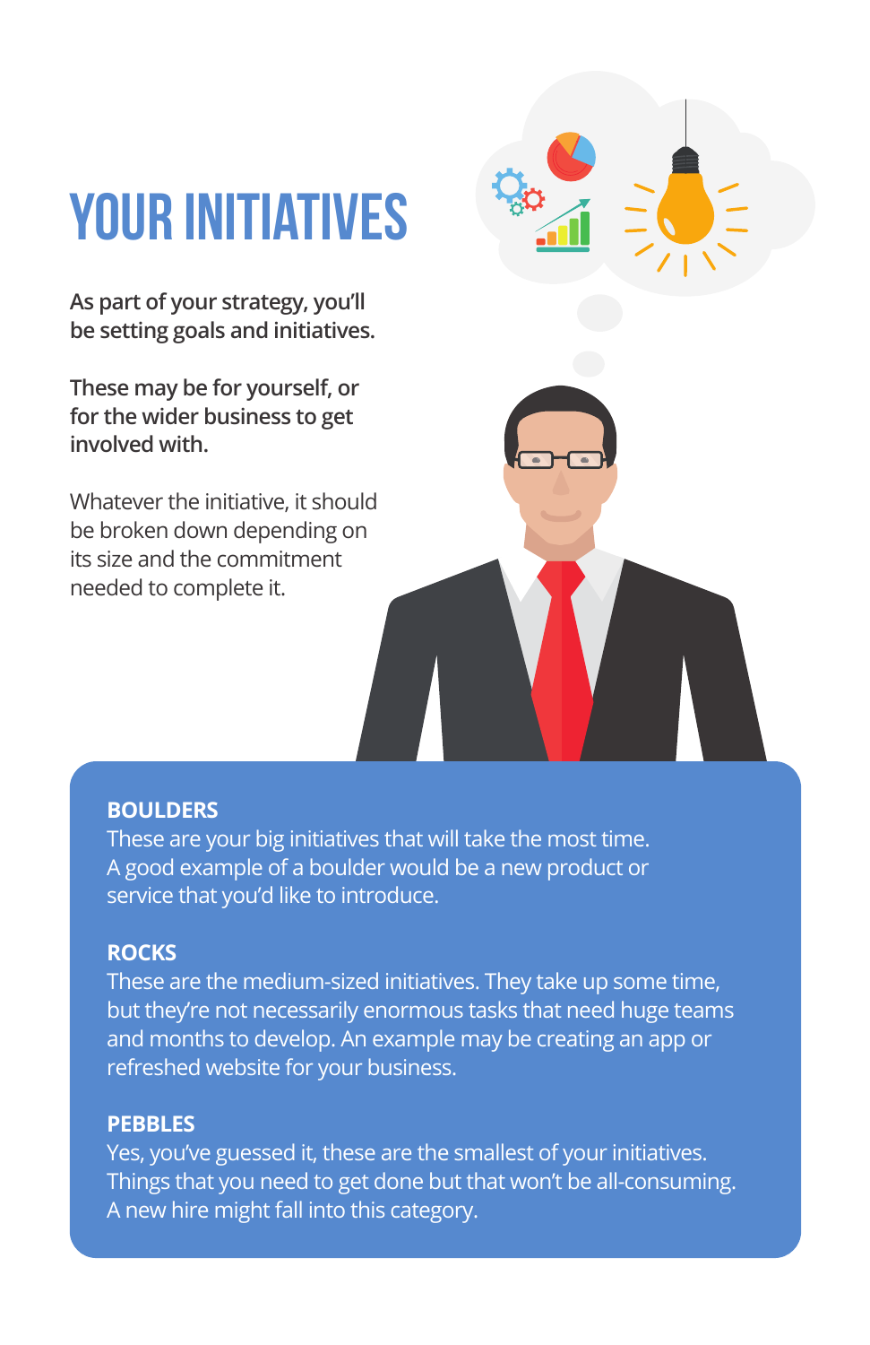# YOUR INITIATIVES

**As part of your strategy, you'll be setting goals and initiatives.**

**These may be for yourself, or for the wider business to get involved with.**

Whatever the initiative, it should be broken down depending on its size and the commitment needed to complete it.

**BOULDERS**
These are your big initiatives that will take the most time. A good example of a boulder would be a new product or service that you'd like to introduce.

**ROCKS**
These are the medium-sized initiatives. They take up some time, but they're not necessarily enormous tasks that need huge teams and months to develop. An example may be creating an app or refreshed website for your business.

**PEBBLES**
Yes, you've guessed it, these are the smallest of your initiatives. Things that you need to get done but that won't be all-consuming. A new hire might fall into this category.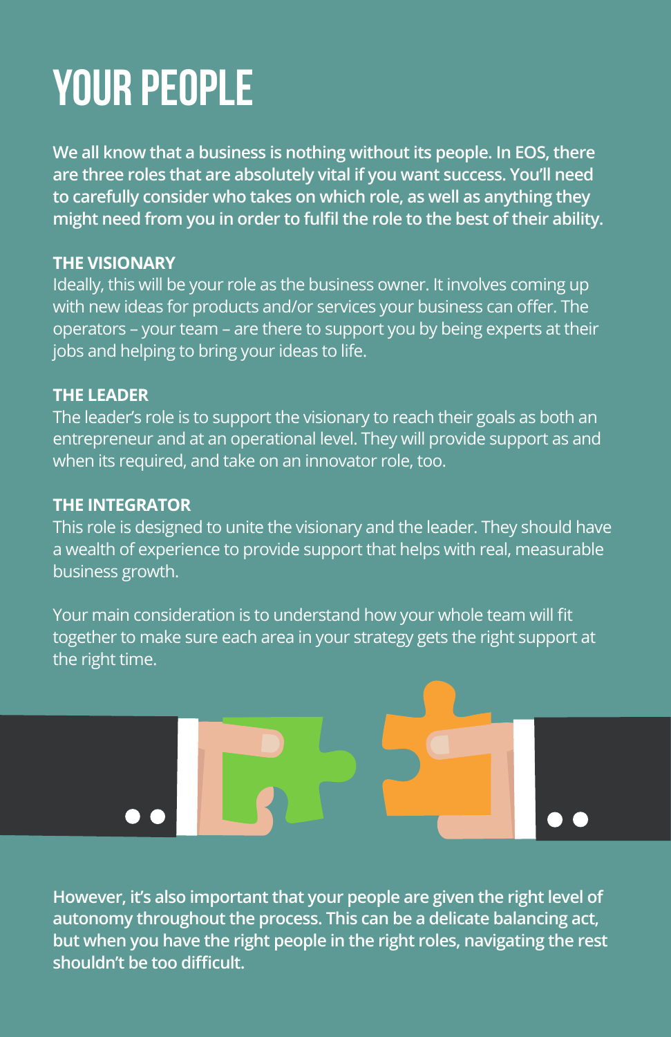# YOUR PEOPLE

**We all know that a business is nothing without its people. In EOS, there are three roles that are absolutely vital if you want success. You'll need to carefully consider who takes on which role, as well as anything they might need from you in order to fulfil the role to the best of their ability.**

**THE VISIONARY**

Ideally, this will be your role as the business owner. It involves coming up with new ideas for products and/or services your business can offer. The operators – your team – are there to support you by being experts at their jobs and helping to bring your ideas to life.

**THE LEADER**

The leader's role is to support the visionary to reach their goals as both an entrepreneur and at an operational level. They will provide support as and when its required, and take on an innovator role, too.

**THE INTEGRATOR**

This role is designed to unite the visionary and the leader. They should have a wealth of experience to provide support that helps with real, measurable business growth.

Your main consideration is to understand how your whole team will fit together to make sure each area in your strategy gets the right support at the right time.

**However, it's also important that your people are given the right level of autonomy throughout the process. This can be a delicate balancing act, but when you have the right people in the right roles, navigating the rest shouldn't be too difficult.**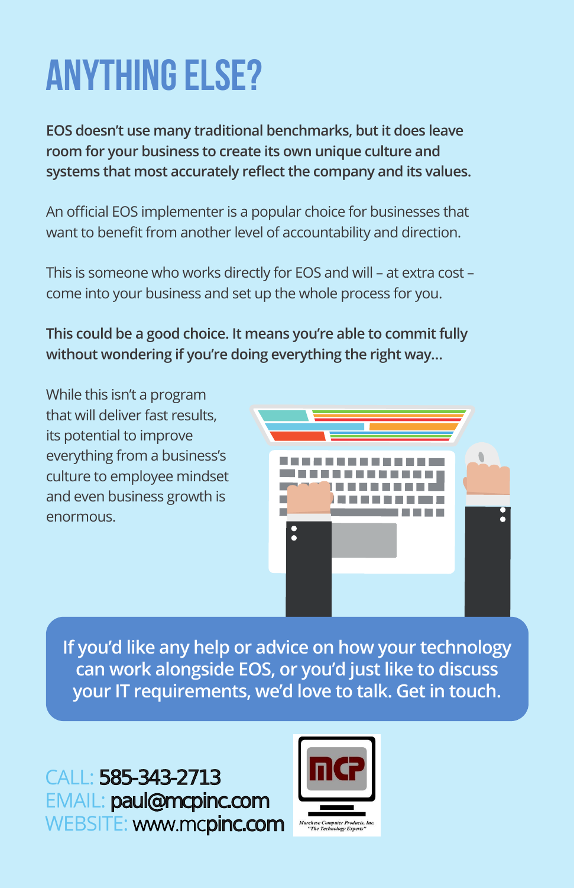# ANYTHING ELSE?

**EOS doesn't use many traditional benchmarks, but it does leave room for your business to create its own unique culture and systems that most accurately reflect the company and its values.**

An official EOS implementer is a popular choice for businesses that want to benefit from another level of accountability and direction.

This is someone who works directly for EOS and will – at extra cost – come into your business and set up the whole process for you.

**This could be a good choice. It means you're able to commit fully without wondering if you're doing everything the right way...**

While this isn't a program that will deliver fast results, its potential to improve everything from a business's culture to employee mindset and even business growth is enormous.

**If you'd like any help or advice on how your technology can work alongside EOS, or you'd just like to discuss your IT requirements, we'd love to talk. Get in touch.**

CALL: **585-343-2713**
EMAIL: **paul@mcpinc.com**
WEBSITE: **www.mcpinc.com**

MCP
Marchese Computer Products, Inc.
"The Technology Experts"